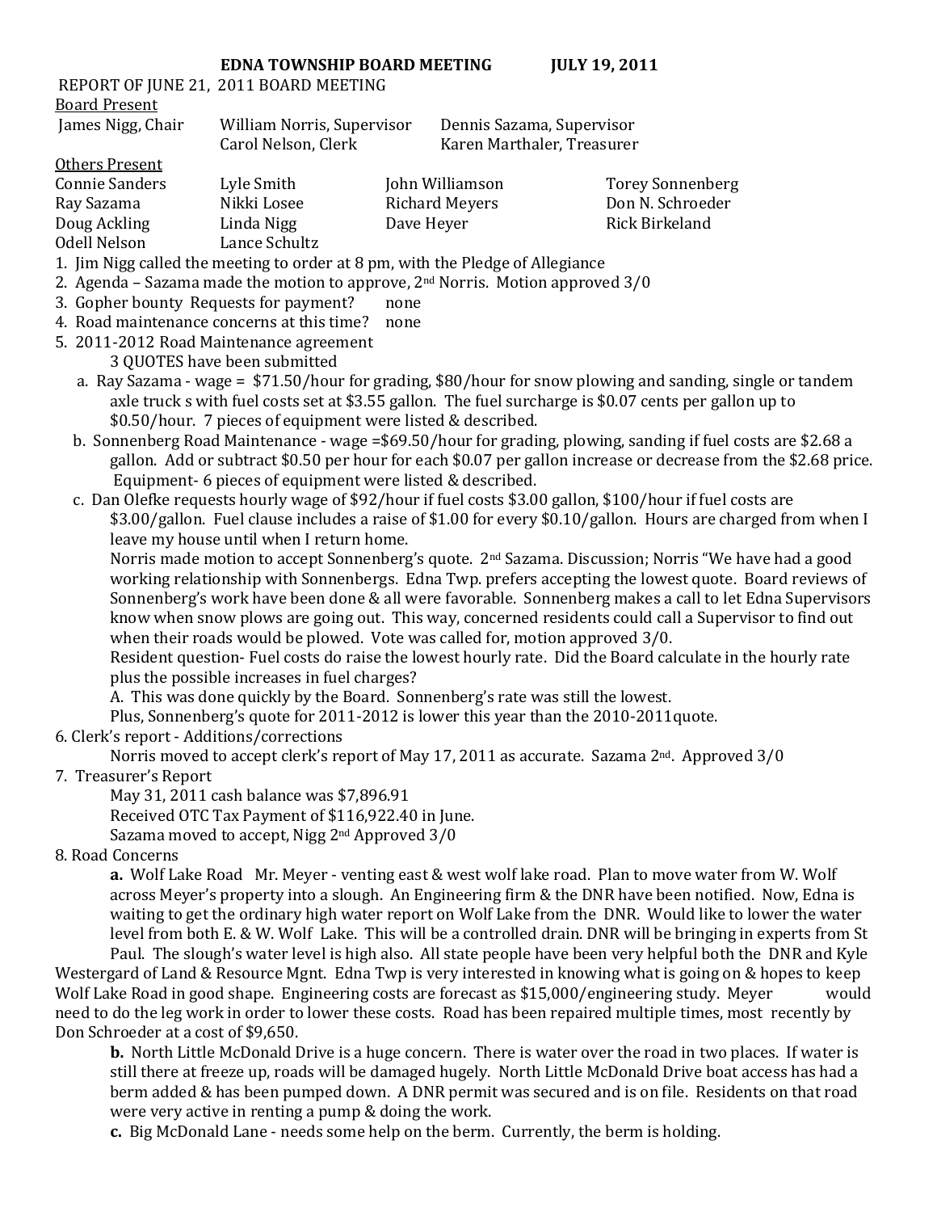# EDNA TOWNSHIP BOARD MEETING JULY 19, 2011

REPORT OF JUNE 21, 2011 BOARD MEETING

Board Present

| | | |
|---|---|---|
| James Nigg, Chair | William Norris, Supervisor | Dennis Sazama, Supervisor |
| | Carol Nelson, Clerk | Karen Marthaler, Treasurer |

Others Present

| | | | |
|---|---|---|---|
| Connie Sanders | Lyle Smith | John Williamson | Torey Sonnenberg |
| Ray Sazama | Nikki Losee | Richard Meyers | Don N. Schroeder |
| Doug Ackling | Linda Nigg | Dave Heyer | Rick Birkeland |
| Odell Nelson | Lance Schultz | | |

1. Jim Nigg called the meeting to order at 8 pm, with the Pledge of Allegiance
2. Agenda – Sazama made the motion to approve, 2nd Norris. Motion approved 3/0
3. Gopher bounty Requests for payment? none
4. Road maintenance concerns at this time? none
5. 2011-2012 Road Maintenance agreement

   3 QUOTES have been submitted

   a. Ray Sazama - wage = $71.50/hour for grading, $80/hour for snow plowing and sanding, single or tandem axle truck s with fuel costs set at $3.55 gallon. The fuel surcharge is $0.07 cents per gallon up to $0.50/hour. 7 pieces of equipment were listed & described.

   b. Sonnenberg Road Maintenance - wage =$69.50/hour for grading, plowing, sanding if fuel costs are $2.68 a gallon. Add or subtract $0.50 per hour for each $0.07 per gallon increase or decrease from the $2.68 price. Equipment- 6 pieces of equipment were listed & described.

   c. Dan Olefke requests hourly wage of $92/hour if fuel costs $3.00 gallon, $100/hour if fuel costs are $3.00/gallon. Fuel clause includes a raise of $1.00 for every $0.10/gallon. Hours are charged from when I leave my house until when I return home.

   Norris made motion to accept Sonnenberg's quote. 2nd Sazama. Discussion; Norris "We have had a good working relationship with Sonnenbergs. Edna Twp. prefers accepting the lowest quote. Board reviews of Sonnenberg's work have been done & all were favorable. Sonnenberg makes a call to let Edna Supervisors know when snow plows are going out. This way, concerned residents could call a Supervisor to find out when their roads would be plowed. Vote was called for, motion approved 3/0.

   Resident question- Fuel costs do raise the lowest hourly rate. Did the Board calculate in the hourly rate plus the possible increases in fuel charges?

   A. This was done quickly by the Board. Sonnenberg's rate was still the lowest.

   Plus, Sonnenberg's quote for 2011-2012 is lower this year than the 2010-2011quote.

6. Clerk's report - Additions/corrections

   Norris moved to accept clerk's report of May 17, 2011 as accurate. Sazama 2nd. Approved 3/0

7. Treasurer's Report

   May 31, 2011 cash balance was $7,896.91

   Received OTC Tax Payment of $116,922.40 in June.

   Sazama moved to accept, Nigg 2nd Approved 3/0

8. Road Concerns

   **a.** Wolf Lake Road Mr. Meyer - venting east & west wolf lake road. Plan to move water from W. Wolf across Meyer's property into a slough. An Engineering firm & the DNR have been notified. Now, Edna is waiting to get the ordinary high water report on Wolf Lake from the DNR. Would like to lower the water level from both E. & W. Wolf Lake. This will be a controlled drain. DNR will be bringing in experts from St Paul. The slough's water level is high also. All state people have been very helpful both the DNR and Kyle Westergard of Land & Resource Mgnt. Edna Twp is very interested in knowing what is going on & hopes to keep Wolf Lake Road in good shape. Engineering costs are forecast as $15,000/engineering study. Meyer would need to do the leg work in order to lower these costs. Road has been repaired multiple times, most recently by Don Schroeder at a cost of $9,650.

   **b.** North Little McDonald Drive is a huge concern. There is water over the road in two places. If water is still there at freeze up, roads will be damaged hugely. North Little McDonald Drive boat access has had a berm added & has been pumped down. A DNR permit was secured and is on file. Residents on that road were very active in renting a pump & doing the work.

   **c.** Big McDonald Lane - needs some help on the berm. Currently, the berm is holding.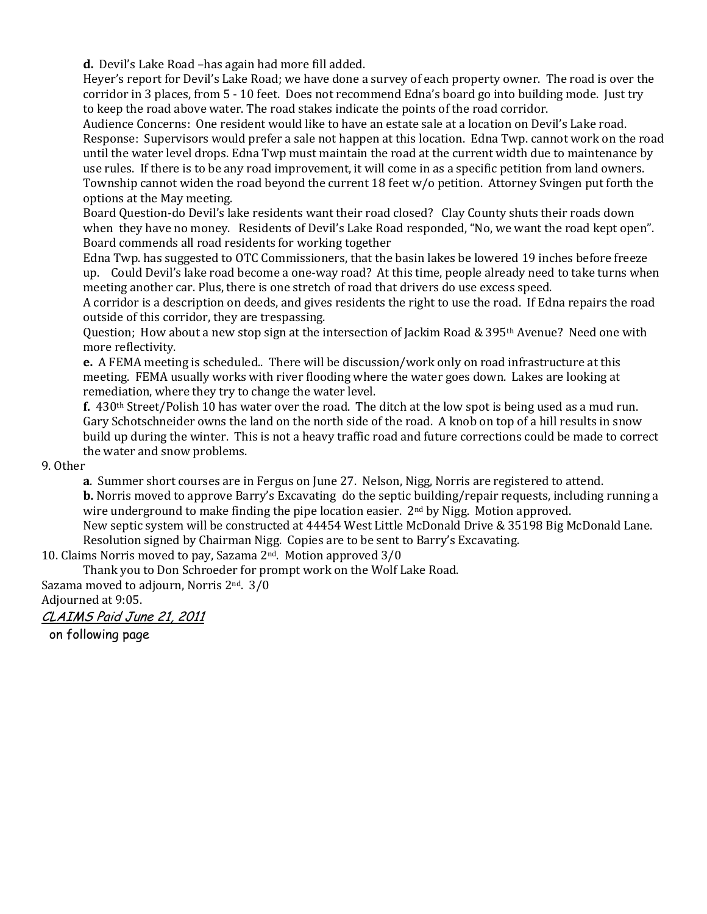**d.** Devil's Lake Road –has again had more fill added.

Heyer's report for Devil's Lake Road; we have done a survey of each property owner. The road is over the corridor in 3 places, from 5 - 10 feet. Does not recommend Edna's board go into building mode. Just try to keep the road above water. The road stakes indicate the points of the road corridor.

Audience Concerns: One resident would like to have an estate sale at a location on Devil's Lake road. Response: Supervisors would prefer a sale not happen at this location. Edna Twp. cannot work on the road until the water level drops. Edna Twp must maintain the road at the current width due to maintenance by use rules. If there is to be any road improvement, it will come in as a specific petition from land owners. Township cannot widen the road beyond the current 18 feet w/o petition. Attorney Svingen put forth the options at the May meeting.

Board Question-do Devil's lake residents want their road closed? Clay County shuts their roads down when they have no money. Residents of Devil's Lake Road responded, "No, we want the road kept open". Board commends all road residents for working together

Edna Twp. has suggested to OTC Commissioners, that the basin lakes be lowered 19 inches before freeze up. Could Devil's lake road become a one-way road? At this time, people already need to take turns when meeting another car. Plus, there is one stretch of road that drivers do use excess speed.

A corridor is a description on deeds, and gives residents the right to use the road. If Edna repairs the road outside of this corridor, they are trespassing.

Question; How about a new stop sign at the intersection of Jackim Road & 395th Avenue? Need one with more reflectivity.

**e.** A FEMA meeting is scheduled.. There will be discussion/work only on road infrastructure at this meeting. FEMA usually works with river flooding where the water goes down. Lakes are looking at remediation, where they try to change the water level.

**f.** 430th Street/Polish 10 has water over the road. The ditch at the low spot is being used as a mud run. Gary Schotschneider owns the land on the north side of the road. A knob on top of a hill results in snow build up during the winter. This is not a heavy traffic road and future corrections could be made to correct the water and snow problems.

9. Other

**a**. Summer short courses are in Fergus on June 27. Nelson, Nigg, Norris are registered to attend.

**b.** Norris moved to approve Barry's Excavating do the septic building/repair requests, including running a wire underground to make finding the pipe location easier. 2nd by Nigg. Motion approved.

New septic system will be constructed at 44454 West Little McDonald Drive & 35198 Big McDonald Lane. Resolution signed by Chairman Nigg. Copies are to be sent to Barry's Excavating.

10. Claims Norris moved to pay, Sazama 2nd. Motion approved 3/0

Thank you to Don Schroeder for prompt work on the Wolf Lake Road.

Sazama moved to adjourn, Norris 2nd. 3/0

Adjourned at 9:05.

*CLAIMS Paid June 21, 2011*

on following page